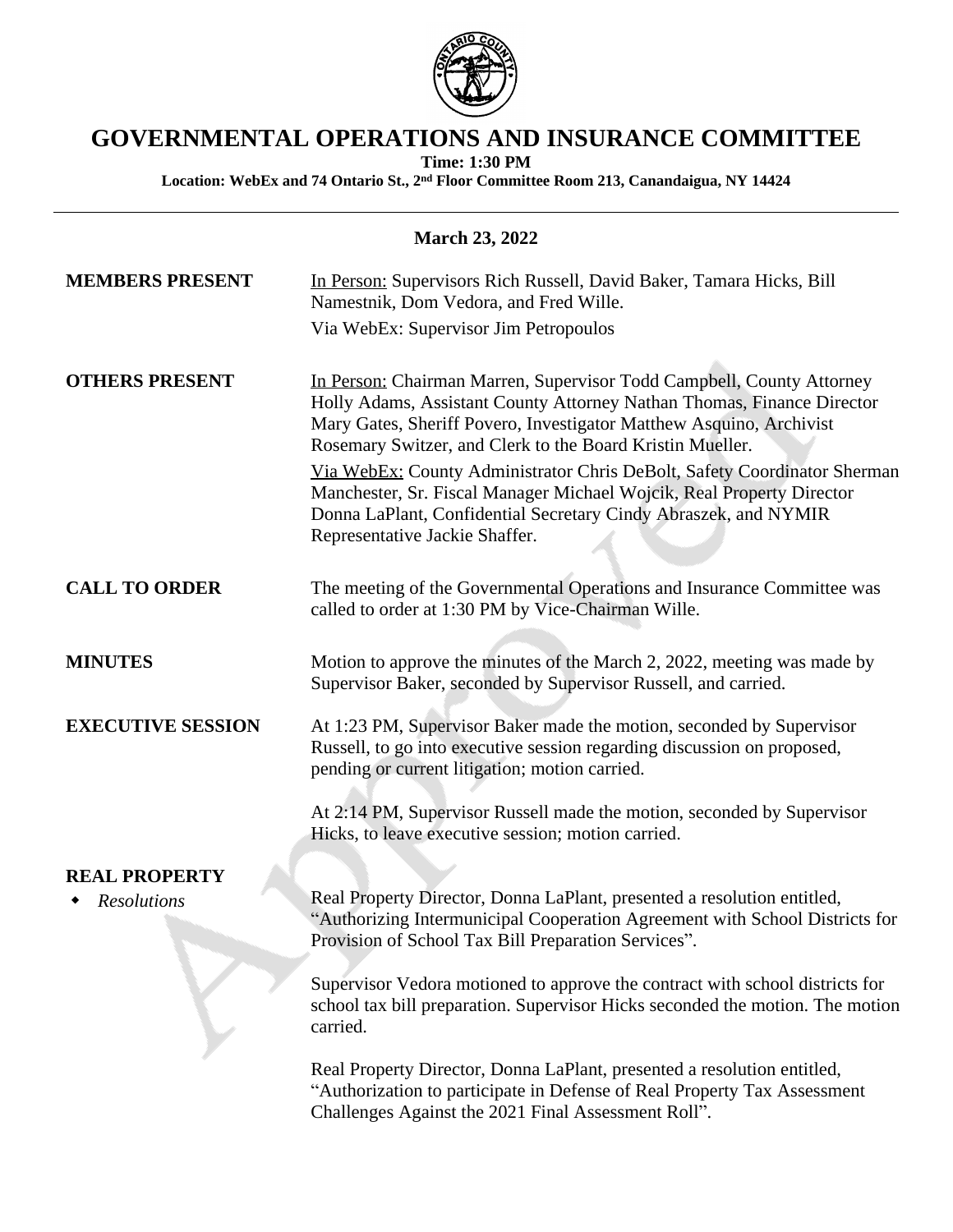# GOVERNMENTAL OPERATIONS AND INSURANCE COMMITTEE

**Time: 1:30 PM**

**Location: WebEx and 74 Ontario St., 2nd Floor Committee Room 213, Canandaigua, NY 14424**

---

**March 23, 2022**

**MEMBERS PRESENT**

In Person: Supervisors Rich Russell, David Baker, Tamara Hicks, Bill Namestnik, Dom Vedora, and Fred Wille.

Via WebEx: Supervisor Jim Petropoulos

**OTHERS PRESENT**

In Person: Chairman Marren, Supervisor Todd Campbell, County Attorney Holly Adams, Assistant County Attorney Nathan Thomas, Finance Director Mary Gates, Sheriff Povero, Investigator Matthew Asquino, Archivist Rosemary Switzer, and Clerk to the Board Kristin Mueller.

Via WebEx: County Administrator Chris DeBolt, Safety Coordinator Sherman Manchester, Sr. Fiscal Manager Michael Wojcik, Real Property Director Donna LaPlant, Confidential Secretary Cindy Abraszek, and NYMIR Representative Jackie Shaffer.

**CALL TO ORDER**

The meeting of the Governmental Operations and Insurance Committee was called to order at 1:30 PM by Vice-Chairman Wille.

**MINUTES**

Motion to approve the minutes of the March 2, 2022, meeting was made by Supervisor Baker, seconded by Supervisor Russell, and carried.

**EXECUTIVE SESSION**

At 1:23 PM, Supervisor Baker made the motion, seconded by Supervisor Russell, to go into executive session regarding discussion on proposed, pending or current litigation; motion carried.

At 2:14 PM, Supervisor Russell made the motion, seconded by Supervisor Hicks, to leave executive session; motion carried.

**REAL PROPERTY**

- *Resolutions*

Real Property Director, Donna LaPlant, presented a resolution entitled, "Authorizing Intermunicipal Cooperation Agreement with School Districts for Provision of School Tax Bill Preparation Services".

Supervisor Vedora motioned to approve the contract with school districts for school tax bill preparation. Supervisor Hicks seconded the motion. The motion carried.

Real Property Director, Donna LaPlant, presented a resolution entitled, "Authorization to participate in Defense of Real Property Tax Assessment Challenges Against the 2021 Final Assessment Roll".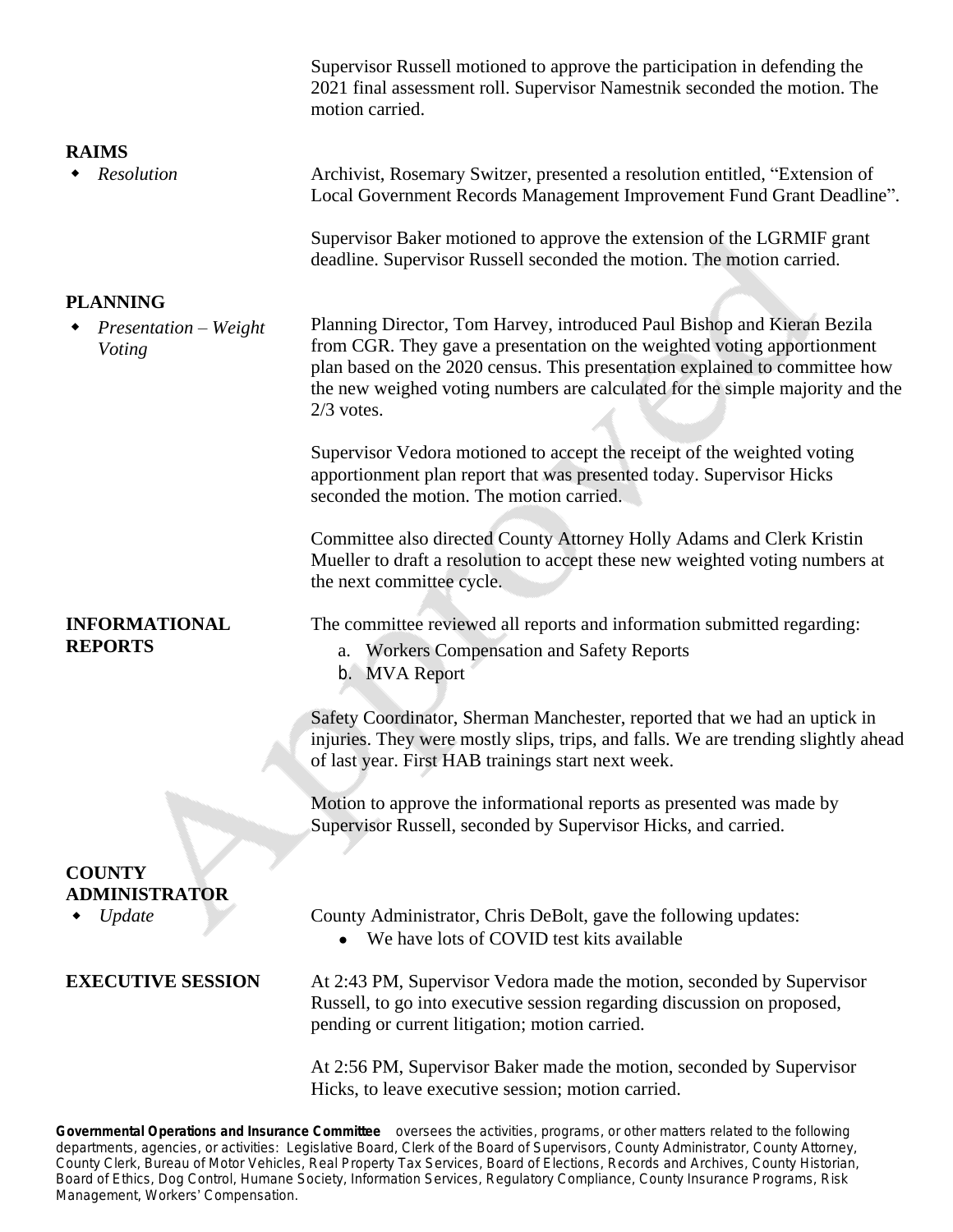Supervisor Russell motioned to approve the participation in defending the 2021 final assessment roll. Supervisor Namestnik seconded the motion. The motion carried.

## RAIMS

- *Resolution*

Archivist, Rosemary Switzer, presented a resolution entitled, "Extension of Local Government Records Management Improvement Fund Grant Deadline".

Supervisor Baker motioned to approve the extension of the LGRMIF grant deadline. Supervisor Russell seconded the motion. The motion carried.

## PLANNING

- *Presentation – Weight Voting*

Planning Director, Tom Harvey, introduced Paul Bishop and Kieran Bezila from CGR. They gave a presentation on the weighted voting apportionment plan based on the 2020 census. This presentation explained to committee how the new weighed voting numbers are calculated for the simple majority and the 2/3 votes.

Supervisor Vedora motioned to accept the receipt of the weighted voting apportionment plan report that was presented today. Supervisor Hicks seconded the motion. The motion carried.

Committee also directed County Attorney Holly Adams and Clerk Kristin Mueller to draft a resolution to accept these new weighted voting numbers at the next committee cycle.

## INFORMATIONAL REPORTS

The committee reviewed all reports and information submitted regarding:

a. Workers Compensation and Safety Reports
b. MVA Report

Safety Coordinator, Sherman Manchester, reported that we had an uptick in injuries. They were mostly slips, trips, and falls. We are trending slightly ahead of last year. First HAB trainings start next week.

Motion to approve the informational reports as presented was made by Supervisor Russell, seconded by Supervisor Hicks, and carried.

## COUNTY ADMINISTRATOR

- *Update*

County Administrator, Chris DeBolt, gave the following updates:

- We have lots of COVID test kits available

## EXECUTIVE SESSION

At 2:43 PM, Supervisor Vedora made the motion, seconded by Supervisor Russell, to go into executive session regarding discussion on proposed, pending or current litigation; motion carried.

At 2:56 PM, Supervisor Baker made the motion, seconded by Supervisor Hicks, to leave executive session; motion carried.

**Governmental Operations and Insurance Committee** oversees the activities, programs, or other matters related to the following departments, agencies, or activities: Legislative Board, Clerk of the Board of Supervisors, County Administrator, County Attorney, County Clerk, Bureau of Motor Vehicles, Real Property Tax Services, Board of Elections, Records and Archives, County Historian, Board of Ethics, Dog Control, Humane Society, Information Services, Regulatory Compliance, County Insurance Programs, Risk Management, Workers' Compensation.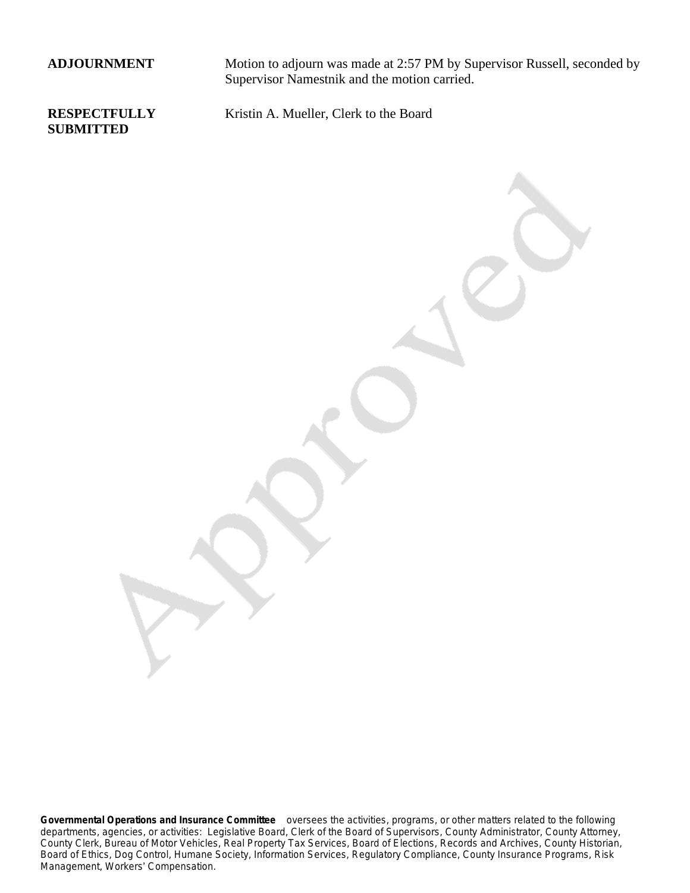**ADJOURNMENT** Motion to adjourn was made at 2:57 PM by Supervisor Russell, seconded by Supervisor Namestnik and the motion carried.

**RESPECTFULLY SUBMITTED** Kristin A. Mueller, Clerk to the Board

**Governmental Operations and Insurance Committee** oversees the activities, programs, or other matters related to the following departments, agencies, or activities: Legislative Board, Clerk of the Board of Supervisors, County Administrator, County Attorney, County Clerk, Bureau of Motor Vehicles, Real Property Tax Services, Board of Elections, Records and Archives, County Historian, Board of Ethics, Dog Control, Humane Society, Information Services, Regulatory Compliance, County Insurance Programs, Risk Management, Workers' Compensation.